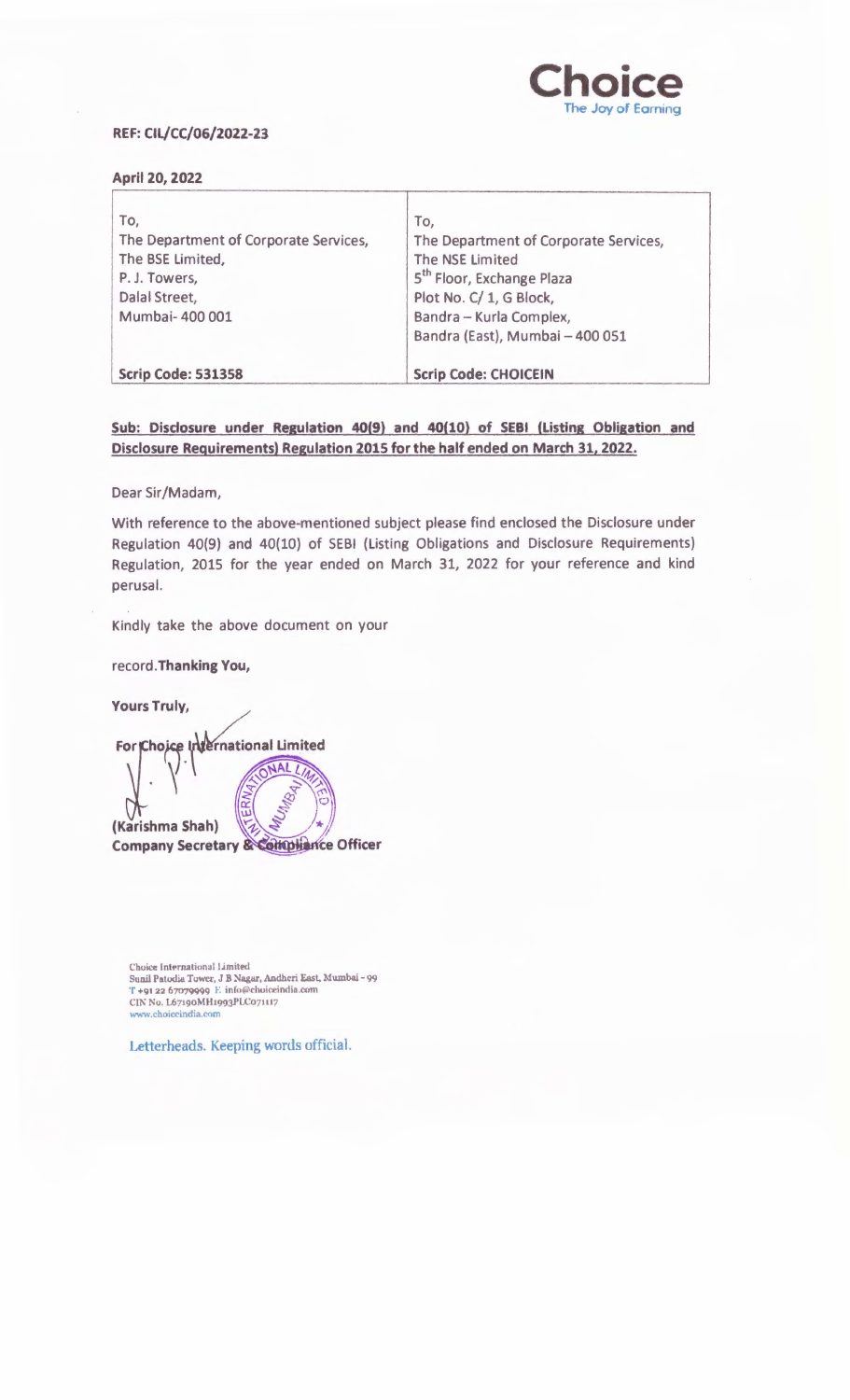**Choice**
The Joy of Earning

**REF: CIL/CC/06/2022-23**

**April 20, 2022**

| To,<br>The Department of Corporate Services,<br>The BSE Limited,<br>P. J. Towers,<br>Dalal Street,<br>Mumbai- 400 001 | To,<br>The Department of Corporate Services,<br>The NSE Limited<br>5th Floor, Exchange Plaza<br>Plot No. C/ 1, G Block,<br>Bandra – Kurla Complex,<br>Bandra (East), Mumbai – 400 051 |
|---|---|
| **Scrip Code: 531358** | **Scrip Code: CHOICEIN** |

**Sub: Disclosure under Regulation 40(9) and 40(10) of SEBI (Listing Obligation and Disclosure Requirements) Regulation 2015 for the half ended on March 31, 2022.**

Dear Sir/Madam,

With reference to the above-mentioned subject please find enclosed the Disclosure under Regulation 40(9) and 40(10) of SEBI (Listing Obligations and Disclosure Requirements) Regulation, 2015 for the year ended on March 31, 2022 for your reference and kind perusal.

Kindly take the above document on your

record.**Thanking You,**

**Yours Truly,**

**For Choice International Limited**

**(Karishma Shah)**
**Company Secretary & Compliance Officer**

Choice International Limited
Sunil Patodia Tower, J B Nagar, Andheri East, Mumbai - 99
T +91 22 67079999 E info@choiceindia.com
CIN No. L67190MH1993PLC071117
www.choiceindia.com

Letterheads. Keeping words official.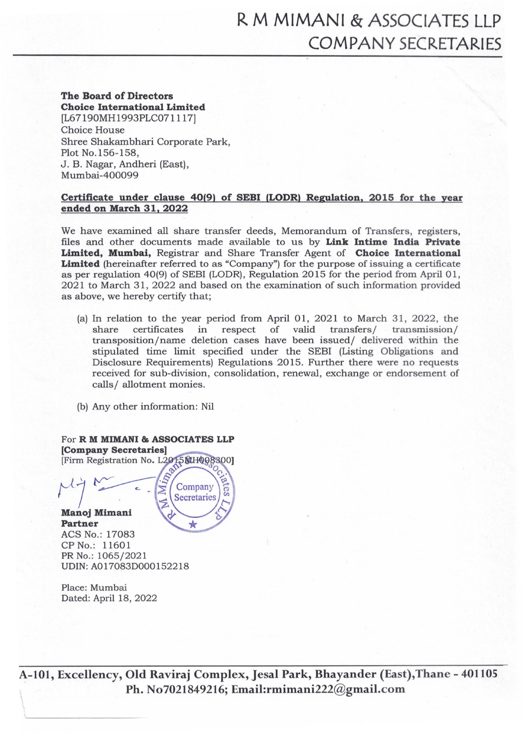# R M MIMANI & ASSOCIATES LLP
## COMPANY SECRETARIES

**The Board of Directors**
**Choice International Limited**
[L67190MH1993PLC071117]
Choice House
Shree Shakambhari Corporate Park,
Plot No.156-158,
J. B. Nagar, Andheri (East),
Mumbai-400099

**Certificate under clause 40(9) of SEBI (LODR) Regulation, 2015 for the year ended on March 31, 2022**

We have examined all share transfer deeds, Memorandum of Transfers, registers, files and other documents made available to us by **Link Intime India Private Limited, Mumbai,** Registrar and Share Transfer Agent of **Choice International Limited** (hereinafter referred to as "Company") for the purpose of issuing a certificate as per regulation 40(9) of SEBI (LODR), Regulation 2015 for the period from April 01, 2021 to March 31, 2022 and based on the examination of such information provided as above, we hereby certify that;

(a) In relation to the year period from April 01, 2021 to March 31, 2022, the share certificates in respect of valid transfers/ transmission/ transposition/name deletion cases have been issued/ delivered within the stipulated time limit specified under the SEBI (Listing Obligations and Disclosure Requirements) Regulations 2015. Further there were no requests received for sub-division, consolidation, renewal, exchange or endorsement of calls/ allotment monies.

(b) Any other information: Nil

For **R M MIMANI & ASSOCIATES LLP**
**[Company Secretaries]**
[Firm Registration No. L2015MH008300]

**Manoj Mimani**
**Partner**
ACS No.: 17083
CP No.: 11601
PR No.: 1065/2021
UDIN: A017083D000152218

Place: Mumbai
Dated: April 18, 2022

A-101, Excellency, Old Raviraj Complex, Jesal Park, Bhayander (East),Thane - 401105
Ph. No7021849216; Email:rmimani222@gmail.com